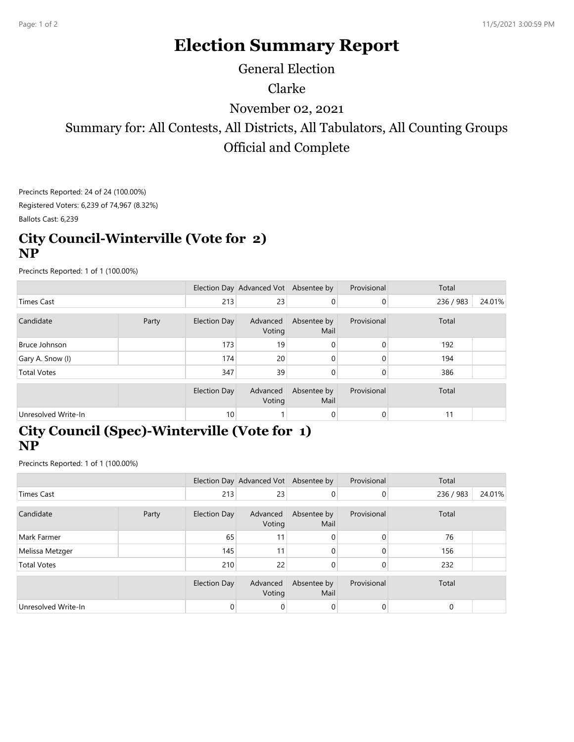# Election Summary Report

General Election

Clarke

November 02, 2021

Summary for: All Contests, All Districts, All Tabulators, All Counting Groups

Official and Complete

Precincts Reported: 24 of 24 (100.00%)

Registered Voters: 6,239 of 74,967 (8.32%)

Ballots Cast: 6,239

## City Council-Winterville (Vote for 2) NP

Precincts Reported: 1 of 1 (100.00%)

| | | Election Day | Advanced Vot | Absentee by | Provisional | Total | |
|---|---|---|---|---|---|---|---|
| Times Cast | | 213 | 23 | 0 | 0 | 236 / 983 | 24.01% |

| Candidate | Party | Election Day | Advanced Voting | Absentee by Mail | Provisional | Total | |
|---|---|---|---|---|---|---|---|
| Bruce Johnson | | 173 | 19 | 0 | 0 | 192 | |
| Gary A. Snow (I) | | 174 | 20 | 0 | 0 | 194 | |
| Total Votes | | 347 | 39 | 0 | 0 | 386 | |

| | | Election Day | Advanced Voting | Absentee by Mail | Provisional | Total | |
|---|---|---|---|---|---|---|---|
| Unresolved Write-In | | 10 | 1 | 0 | 0 | 11 | |

## City Council (Spec)-Winterville (Vote for 1) NP

Precincts Reported: 1 of 1 (100.00%)

| | | Election Day | Advanced Vot | Absentee by | Provisional | Total | |
|---|---|---|---|---|---|---|---|
| Times Cast | | 213 | 23 | 0 | 0 | 236 / 983 | 24.01% |

| Candidate | Party | Election Day | Advanced Voting | Absentee by Mail | Provisional | Total | |
|---|---|---|---|---|---|---|---|
| Mark Farmer | | 65 | 11 | 0 | 0 | 76 | |
| Melissa Metzger | | 145 | 11 | 0 | 0 | 156 | |
| Total Votes | | 210 | 22 | 0 | 0 | 232 | |

| | | Election Day | Advanced Voting | Absentee by Mail | Provisional | Total | |
|---|---|---|---|---|---|---|---|
| Unresolved Write-In | | 0 | 0 | 0 | 0 | 0 | |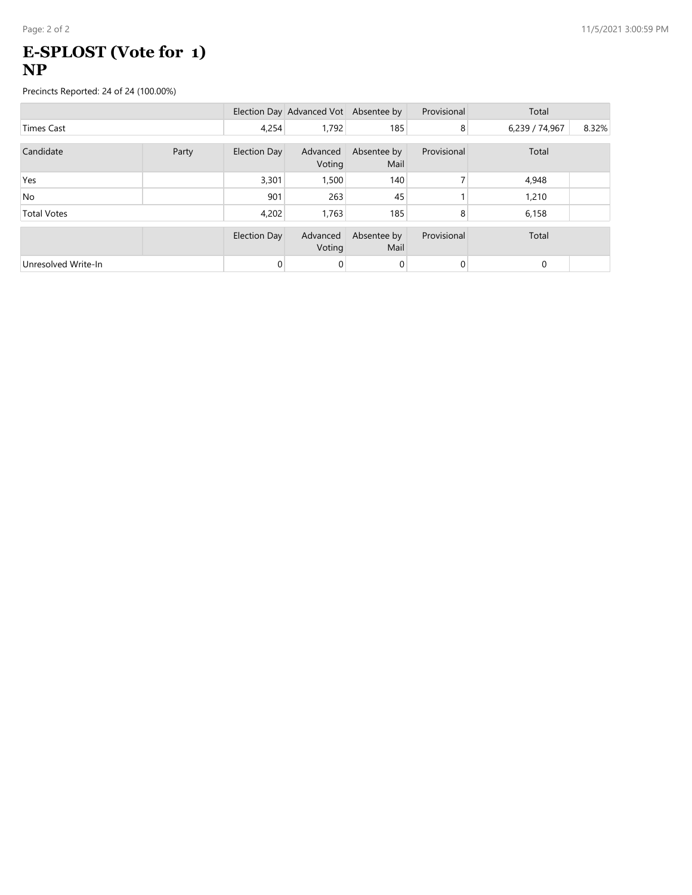# E-SPLOST (Vote for 1)
# NP

Precincts Reported: 24 of 24 (100.00%)

| | | Election Day | Advanced Vot | Absentee by | Provisional | Total | |
|---|---|---|---|---|---|---|---|
| Times Cast | | 4,254 | 1,792 | 185 | 8 | 6,239 / 74,967 | 8.32% |

| Candidate | Party | Election Day | Advanced Voting | Absentee by Mail | Provisional | Total | |
|---|---|---|---|---|---|---|---|
| Yes | | 3,301 | 1,500 | 140 | 7 | 4,948 | |
| No | | 901 | 263 | 45 | 1 | 1,210 | |
| Total Votes | | 4,202 | 1,763 | 185 | 8 | 6,158 | |

| | | Election Day | Advanced Voting | Absentee by Mail | Provisional | Total | |
|---|---|---|---|---|---|---|---|
| Unresolved Write-In | | 0 | 0 | 0 | 0 | 0 | |